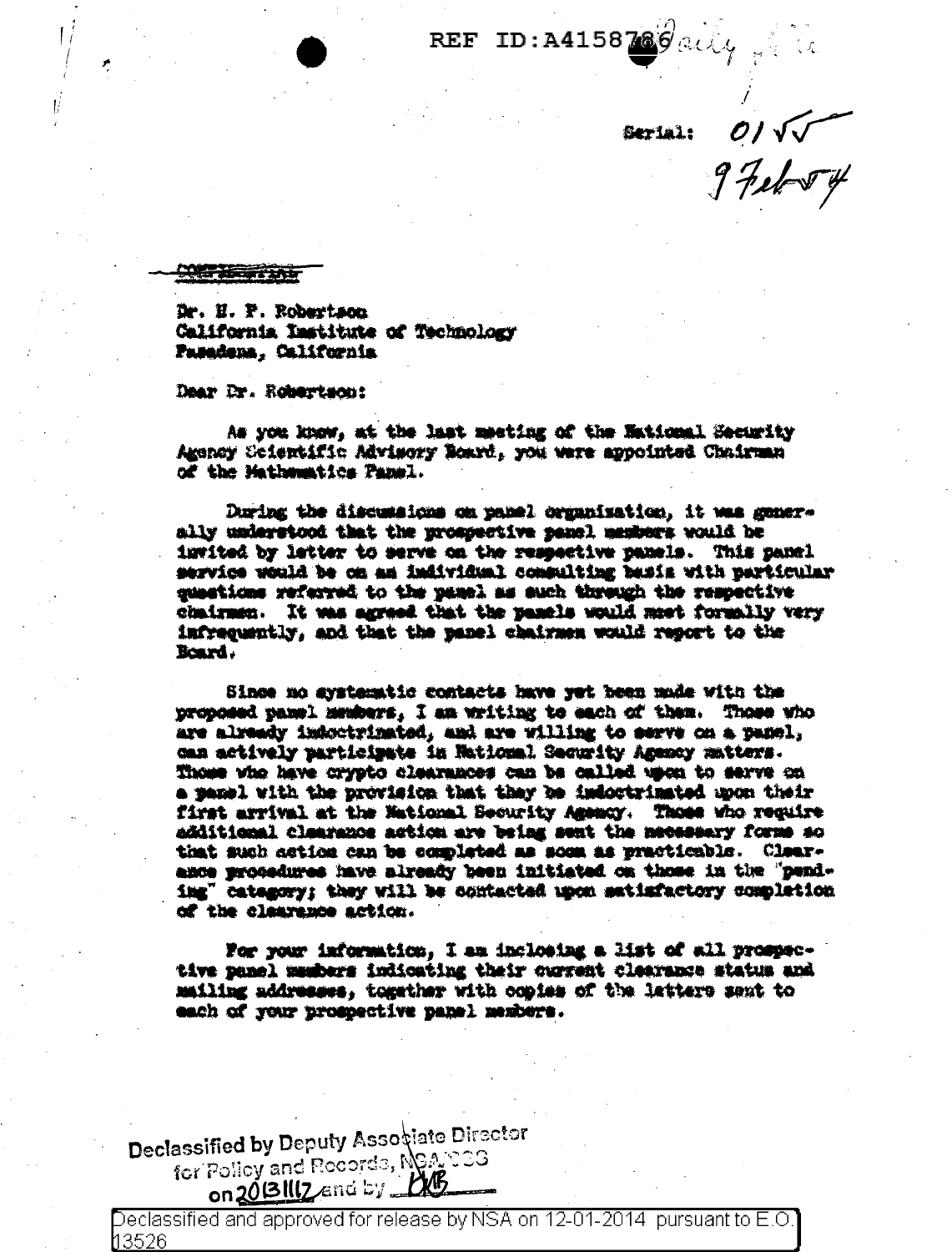REF ID:A4158786

Serial: 01 √√
9 Feb 54

CONFIDENTIAL

Dr. H. P. Robertson
California Institute of Technology
Pasadena, California

Dear Dr. Robertson:

As you know, at the last meeting of the National Security Agency Scientific Advisory Board, you were appointed Chairman of the Mathematics Panel.

During the discussions on panel organization, it was generally understood that the prospective panel members would be invited by letter to serve on the respective panels. This panel service would be on an individual consulting basis with particular questions referred to the panel as such through the respective chairmen. It was agreed that the panels would meet formally very infrequently, and that the panel chairmen would report to the Board.

Since no systematic contacts have yet been made with the proposed panel members, I am writing to each of them. Those who are already indoctrinated, and are willing to serve on a panel, can actively participate in National Security Agency matters. Those who have crypto clearances can be called upon to serve on a panel with the provision that they be indoctrinated upon their first arrival at the National Security Agency. Those who require additional clearance action are being sent the necessary forms so that such action can be completed as soon as practicable. Clearance procedures have already been initiated on those in the "pending" category; they will be contacted upon satisfactory completion of the clearance action.

For your information, I am inclosing a list of all prospective panel members indicating their current clearance status and mailing addresses, together with copies of the letters sent to each of your prospective panel members.

Declassified by Deputy Associate Director for Policy and Records, NSA/CSS on 20131117 and by

Declassified and approved for release by NSA on 12-01-2014 pursuant to E.O. 13526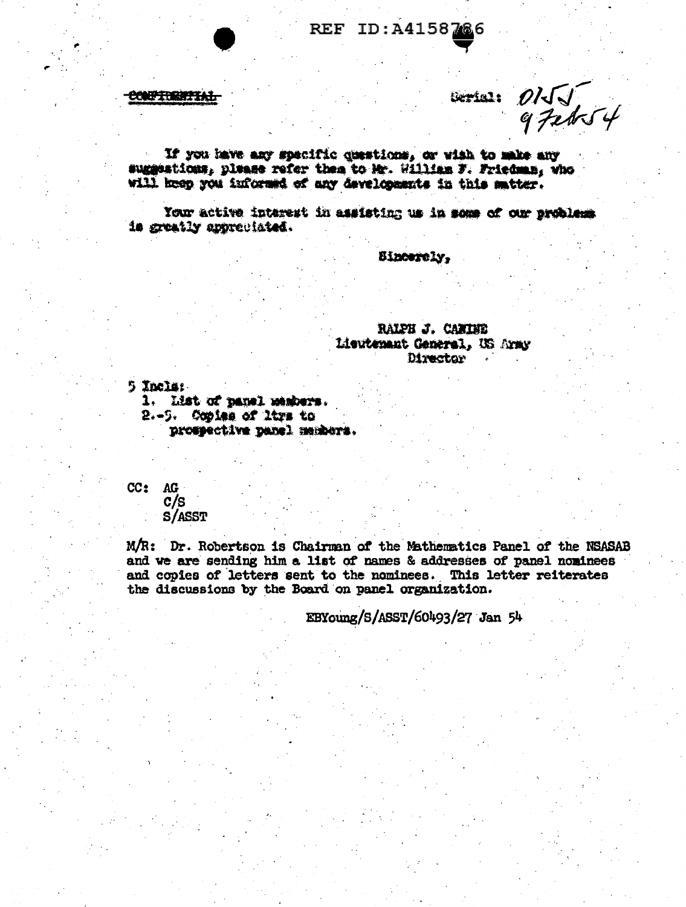REF ID:A4158786

~~CONFIDENTIAL~~

Serial: 0155
9 Feb 54

If you have any specific questions, or wish to make any suggestions, please refer them to Mr. William F. Friedman, who will keep you informed of any developments in this matter.

Your active interest in assisting us in some of our problems is greatly appreciated.

Sincerely,

RALPH J. CANINE
Lieutenant General, US Army
Director

5 Incls:
1. List of panel members.
2.-5. Copies of ltrs to prospective panel members.

CC: AG
C/S
S/ASST

M/R: Dr. Robertson is Chairman of the Mathematics Panel of the NSASAB and we are sending him a list of names & addresses of panel nominees and copies of letters sent to the nominees. This letter reiterates the discussions by the Board on panel organization.

EBYoung/S/ASST/60493/27 Jan 54